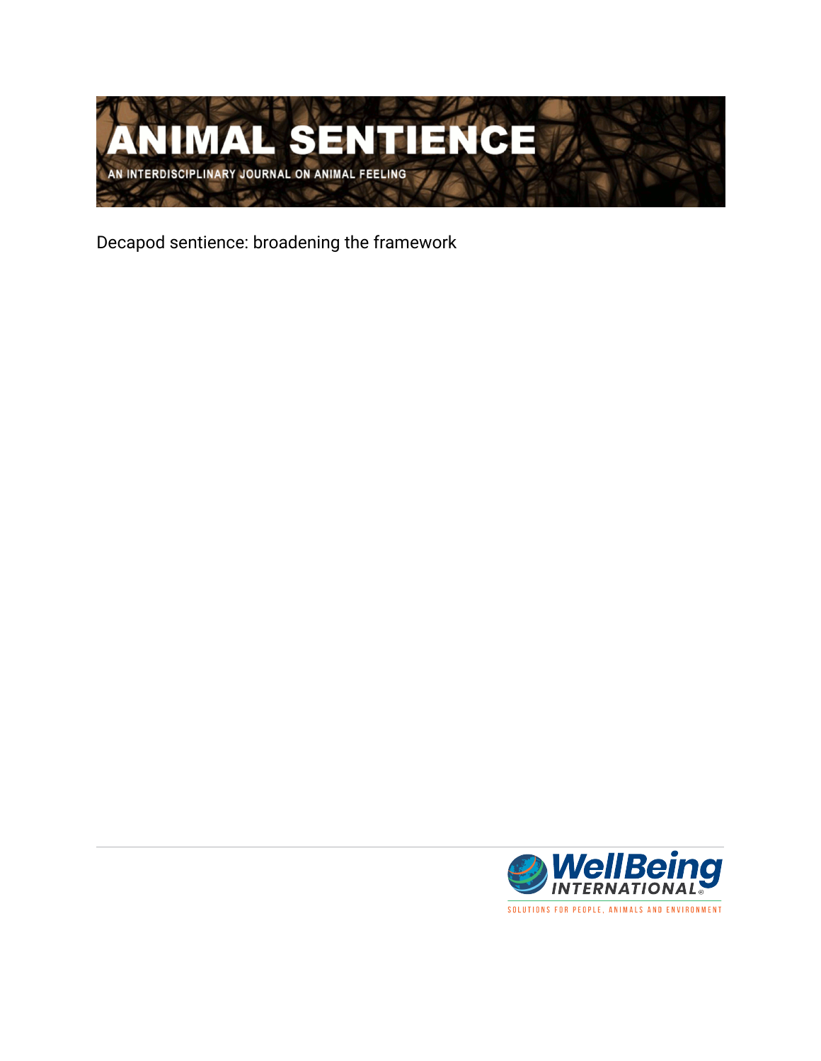# ANIMAL SENTIENCE

AN INTERDISCIPLINARY JOURNAL ON ANIMAL FEELING

Decapod sentience: broadening the framework

WellBeing INTERNATIONAL

SOLUTIONS FOR PEOPLE, ANIMALS AND ENVIRONMENT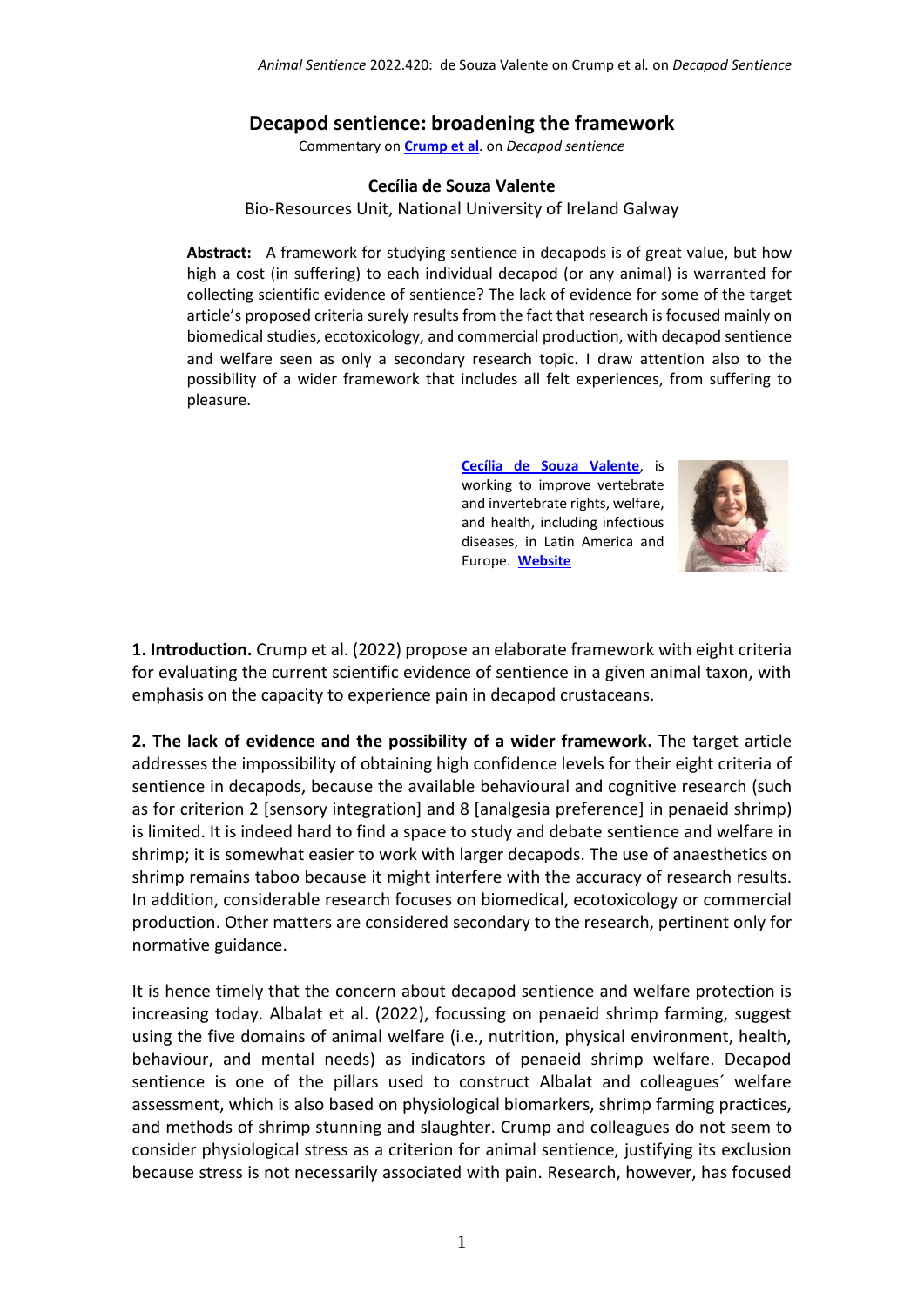# Decapod sentience: broadening the framework

Commentary on **[Crump et al](#)**. on *Decapod sentience*

**Cecília de Souza Valente**

Bio-Resources Unit, National University of Ireland Galway

**Abstract:** A framework for studying sentience in decapods is of great value, but how high a cost (in suffering) to each individual decapod (or any animal) is warranted for collecting scientific evidence of sentience? The lack of evidence for some of the target article's proposed criteria surely results from the fact that research is focused mainly on biomedical studies, ecotoxicology, and commercial production, with decapod sentience and welfare seen as only a secondary research topic. I draw attention also to the possibility of a wider framework that includes all felt experiences, from suffering to pleasure.

**Cecília de Souza Valente**, is working to improve vertebrate and invertebrate rights, welfare, and health, including infectious diseases, in Latin America and Europe. **Website**

**1. Introduction.** Crump et al. (2022) propose an elaborate framework with eight criteria for evaluating the current scientific evidence of sentience in a given animal taxon, with emphasis on the capacity to experience pain in decapod crustaceans.

**2. The lack of evidence and the possibility of a wider framework.** The target article addresses the impossibility of obtaining high confidence levels for their eight criteria of sentience in decapods, because the available behavioural and cognitive research (such as for criterion 2 [sensory integration] and 8 [analgesia preference] in penaeid shrimp) is limited. It is indeed hard to find a space to study and debate sentience and welfare in shrimp; it is somewhat easier to work with larger decapods. The use of anaesthetics on shrimp remains taboo because it might interfere with the accuracy of research results. In addition, considerable research focuses on biomedical, ecotoxicology or commercial production. Other matters are considered secondary to the research, pertinent only for normative guidance.

It is hence timely that the concern about decapod sentience and welfare protection is increasing today. Albalat et al. (2022), focussing on penaeid shrimp farming, suggest using the five domains of animal welfare (i.e., nutrition, physical environment, health, behaviour, and mental needs) as indicators of penaeid shrimp welfare. Decapod sentience is one of the pillars used to construct Albalat and colleagues´ welfare assessment, which is also based on physiological biomarkers, shrimp farming practices, and methods of shrimp stunning and slaughter. Crump and colleagues do not seem to consider physiological stress as a criterion for animal sentience, justifying its exclusion because stress is not necessarily associated with pain. Research, however, has focused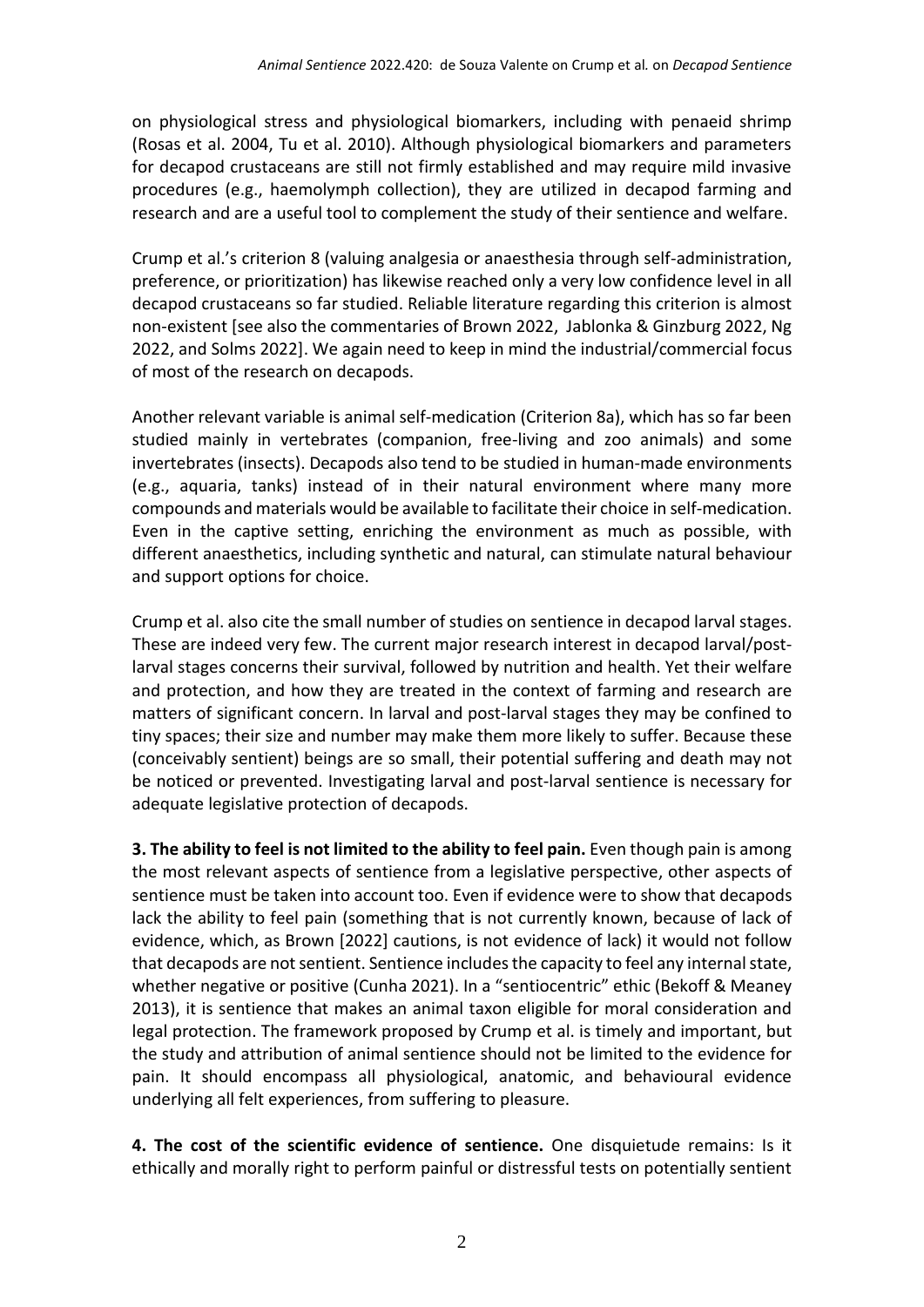on physiological stress and physiological biomarkers, including with penaeid shrimp (Rosas et al. 2004, Tu et al. 2010). Although physiological biomarkers and parameters for decapod crustaceans are still not firmly established and may require mild invasive procedures (e.g., haemolymph collection), they are utilized in decapod farming and research and are a useful tool to complement the study of their sentience and welfare.

Crump et al.'s criterion 8 (valuing analgesia or anaesthesia through self-administration, preference, or prioritization) has likewise reached only a very low confidence level in all decapod crustaceans so far studied. Reliable literature regarding this criterion is almost non-existent [see also the commentaries of Brown 2022, Jablonka & Ginzburg 2022, Ng 2022, and Solms 2022]. We again need to keep in mind the industrial/commercial focus of most of the research on decapods.

Another relevant variable is animal self-medication (Criterion 8a), which has so far been studied mainly in vertebrates (companion, free-living and zoo animals) and some invertebrates (insects). Decapods also tend to be studied in human-made environments (e.g., aquaria, tanks) instead of in their natural environment where many more compounds and materials would be available to facilitate their choice in self-medication. Even in the captive setting, enriching the environment as much as possible, with different anaesthetics, including synthetic and natural, can stimulate natural behaviour and support options for choice.

Crump et al. also cite the small number of studies on sentience in decapod larval stages. These are indeed very few. The current major research interest in decapod larval/post-larval stages concerns their survival, followed by nutrition and health. Yet their welfare and protection, and how they are treated in the context of farming and research are matters of significant concern. In larval and post-larval stages they may be confined to tiny spaces; their size and number may make them more likely to suffer. Because these (conceivably sentient) beings are so small, their potential suffering and death may not be noticed or prevented. Investigating larval and post-larval sentience is necessary for adequate legislative protection of decapods.

**3. The ability to feel is not limited to the ability to feel pain.** Even though pain is among the most relevant aspects of sentience from a legislative perspective, other aspects of sentience must be taken into account too. Even if evidence were to show that decapods lack the ability to feel pain (something that is not currently known, because of lack of evidence, which, as Brown [2022] cautions, is not evidence of lack) it would not follow that decapods are not sentient. Sentience includes the capacity to feel any internal state, whether negative or positive (Cunha 2021). In a "sentiocentric" ethic (Bekoff & Meaney 2013), it is sentience that makes an animal taxon eligible for moral consideration and legal protection. The framework proposed by Crump et al. is timely and important, but the study and attribution of animal sentience should not be limited to the evidence for pain. It should encompass all physiological, anatomic, and behavioural evidence underlying all felt experiences, from suffering to pleasure.

**4. The cost of the scientific evidence of sentience.** One disquietude remains: Is it ethically and morally right to perform painful or distressful tests on potentially sentient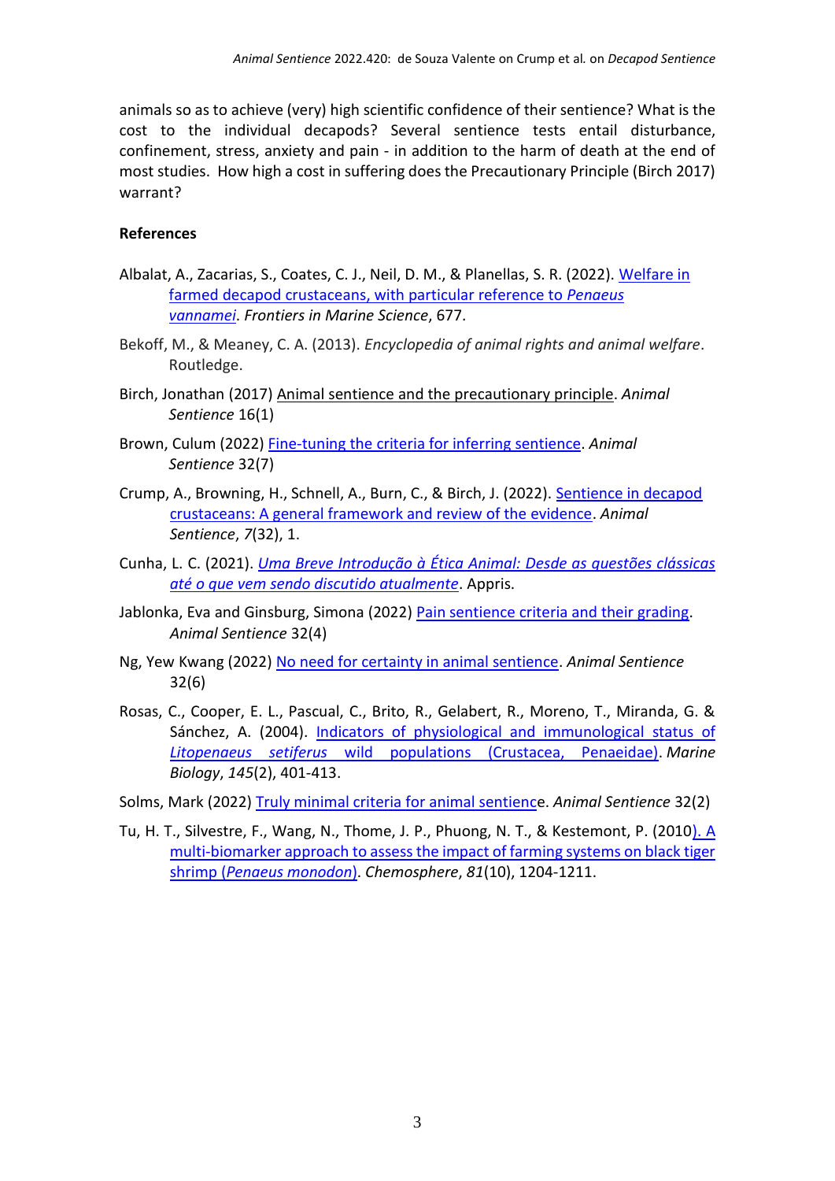animals so as to achieve (very) high scientific confidence of their sentience? What is the cost to the individual decapods? Several sentience tests entail disturbance, confinement, stress, anxiety and pain - in addition to the harm of death at the end of most studies. How high a cost in suffering does the Precautionary Principle (Birch 2017) warrant?

**References**

Albalat, A., Zacarias, S., Coates, C. J., Neil, D. M., & Planellas, S. R. (2022). Welfare in farmed decapod crustaceans, with particular reference to *Penaeus vannamei*. *Frontiers in Marine Science*, 677.

Bekoff, M., & Meaney, C. A. (2013). *Encyclopedia of animal rights and animal welfare*. Routledge.

Birch, Jonathan (2017) Animal sentience and the precautionary principle. *Animal Sentience* 16(1)

Brown, Culum (2022) Fine-tuning the criteria for inferring sentience. *Animal Sentience* 32(7)

Crump, A., Browning, H., Schnell, A., Burn, C., & Birch, J. (2022). Sentience in decapod crustaceans: A general framework and review of the evidence. *Animal Sentience*, *7*(32), 1.

Cunha, L. C. (2021). *Uma Breve Introdução à Ética Animal: Desde as questões clássicas até o que vem sendo discutido atualmente*. Appris.

Jablonka, Eva and Ginsburg, Simona (2022) Pain sentience criteria and their grading. *Animal Sentience* 32(4)

Ng, Yew Kwang (2022) No need for certainty in animal sentience. *Animal Sentience* 32(6)

Rosas, C., Cooper, E. L., Pascual, C., Brito, R., Gelabert, R., Moreno, T., Miranda, G. & Sánchez, A. (2004). Indicators of physiological and immunological status of *Litopenaeus setiferus* wild populations (Crustacea, Penaeidae). *Marine Biology*, *145*(2), 401-413.

Solms, Mark (2022) Truly minimal criteria for animal sentience. *Animal Sentience* 32(2)

Tu, H. T., Silvestre, F., Wang, N., Thome, J. P., Phuong, N. T., & Kestemont, P. (2010). A multi-biomarker approach to assess the impact of farming systems on black tiger shrimp (*Penaeus monodon*). *Chemosphere*, *81*(10), 1204-1211.